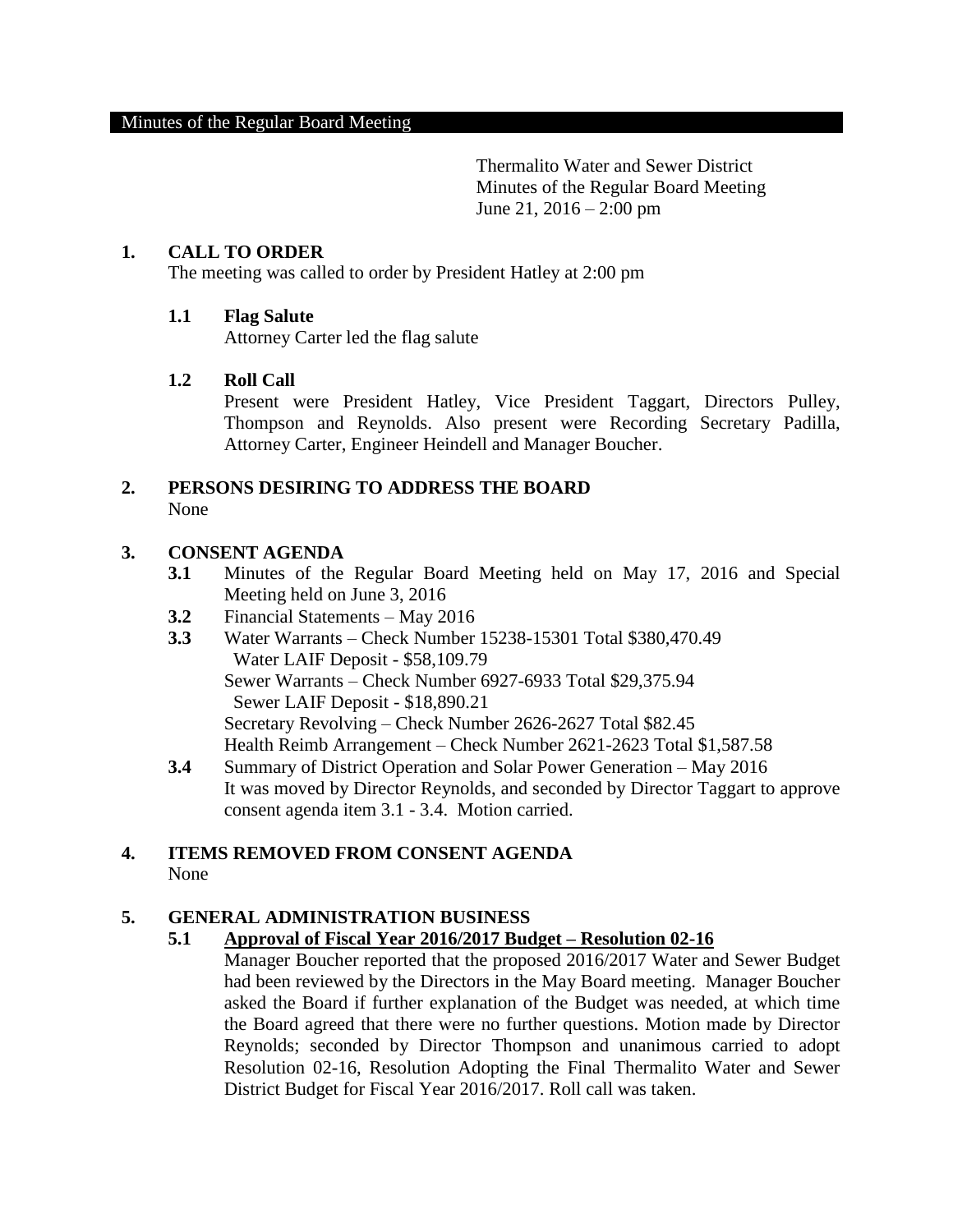Minutes of the Regular Board Meeting

Thermalito Water and Sewer District
Minutes of the Regular Board Meeting
June 21, 2016 – 2:00 pm

## 1. CALL TO ORDER

The meeting was called to order by President Hatley at 2:00 pm

### 1.1 Flag Salute

Attorney Carter led the flag salute

### 1.2 Roll Call

Present were President Hatley, Vice President Taggart, Directors Pulley, Thompson and Reynolds. Also present were Recording Secretary Padilla, Attorney Carter, Engineer Heindell and Manager Boucher.

## 2. PERSONS DESIRING TO ADDRESS THE BOARD

None

## 3. CONSENT AGENDA

**3.1** Minutes of the Regular Board Meeting held on May 17, 2016 and Special Meeting held on June 3, 2016

**3.2** Financial Statements – May 2016

**3.3** Water Warrants – Check Number 15238-15301 Total $380,470.49
Water LAIF Deposit - $58,109.79
Sewer Warrants – Check Number 6927-6933 Total $29,375.94
Sewer LAIF Deposit - $18,890.21
Secretary Revolving – Check Number 2626-2627 Total $82.45
Health Reimb Arrangement – Check Number 2621-2623 Total $1,587.58

**3.4** Summary of District Operation and Solar Power Generation – May 2016
It was moved by Director Reynolds, and seconded by Director Taggart to approve consent agenda item 3.1 - 3.4. Motion carried.

## 4. ITEMS REMOVED FROM CONSENT AGENDA

None

## 5. GENERAL ADMINISTRATION BUSINESS

### 5.1 Approval of Fiscal Year 2016/2017 Budget – Resolution 02-16

Manager Boucher reported that the proposed 2016/2017 Water and Sewer Budget had been reviewed by the Directors in the May Board meeting. Manager Boucher asked the Board if further explanation of the Budget was needed, at which time the Board agreed that there were no further questions. Motion made by Director Reynolds; seconded by Director Thompson and unanimous carried to adopt Resolution 02-16, Resolution Adopting the Final Thermalito Water and Sewer District Budget for Fiscal Year 2016/2017. Roll call was taken.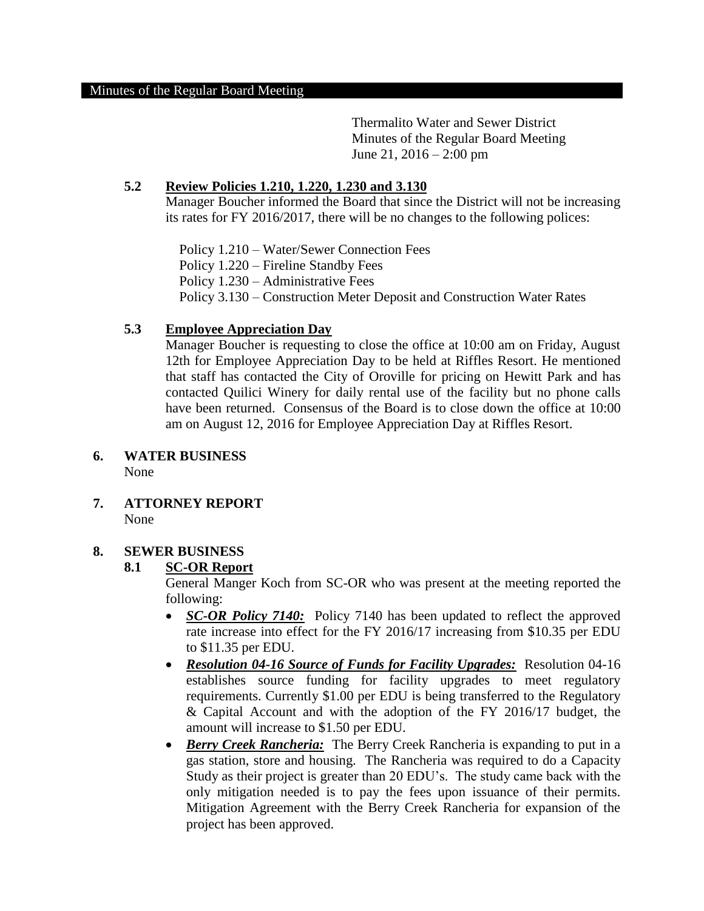Thermalito Water and Sewer District
Minutes of the Regular Board Meeting
June 21, 2016 – 2:00 pm

### 5.2 Review Policies 1.210, 1.220, 1.230 and 3.130

Manager Boucher informed the Board that since the District will not be increasing its rates for FY 2016/2017, there will be no changes to the following polices:

Policy 1.210 – Water/Sewer Connection Fees
Policy 1.220 – Fireline Standby Fees
Policy 1.230 – Administrative Fees
Policy 3.130 – Construction Meter Deposit and Construction Water Rates

### 5.3 Employee Appreciation Day

Manager Boucher is requesting to close the office at 10:00 am on Friday, August 12th for Employee Appreciation Day to be held at Riffles Resort. He mentioned that staff has contacted the City of Oroville for pricing on Hewitt Park and has contacted Quilici Winery for daily rental use of the facility but no phone calls have been returned. Consensus of the Board is to close down the office at 10:00 am on August 12, 2016 for Employee Appreciation Day at Riffles Resort.

## 6. WATER BUSINESS

None

## 7. ATTORNEY REPORT

None

## 8. SEWER BUSINESS

### 8.1 SC-OR Report

General Manger Koch from SC-OR who was present at the meeting reported the following:

- ***SC-OR Policy 7140:*** Policy 7140 has been updated to reflect the approved rate increase into effect for the FY 2016/17 increasing from $10.35 per EDU to $11.35 per EDU.
- ***Resolution 04-16 Source of Funds for Facility Upgrades:*** Resolution 04-16 establishes source funding for facility upgrades to meet regulatory requirements. Currently $1.00 per EDU is being transferred to the Regulatory & Capital Account and with the adoption of the FY 2016/17 budget, the amount will increase to $1.50 per EDU.
- ***Berry Creek Rancheria:*** The Berry Creek Rancheria is expanding to put in a gas station, store and housing. The Rancheria was required to do a Capacity Study as their project is greater than 20 EDU's. The study came back with the only mitigation needed is to pay the fees upon issuance of their permits. Mitigation Agreement with the Berry Creek Rancheria for expansion of the project has been approved.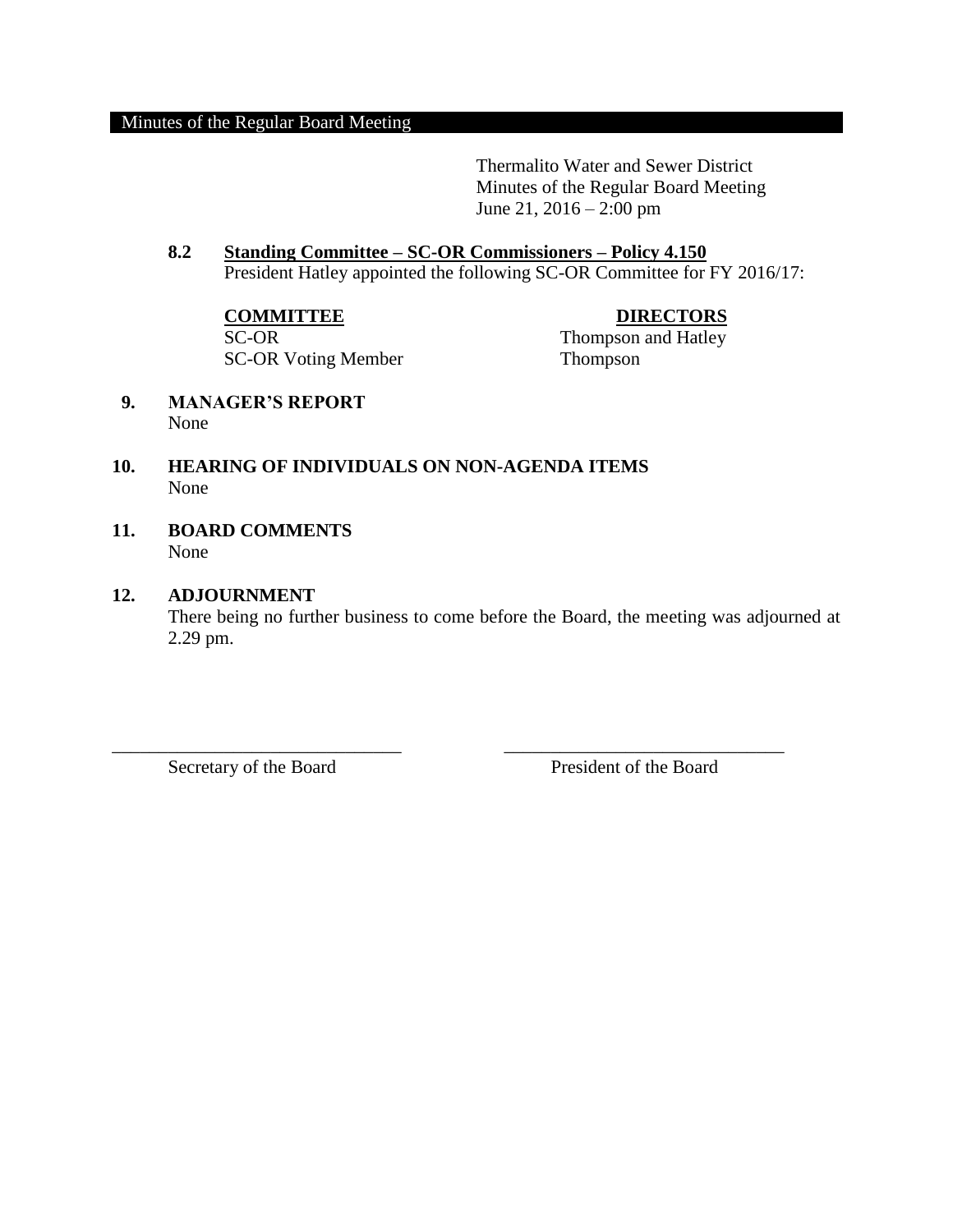Thermalito Water and Sewer District
Minutes of the Regular Board Meeting
June 21, 2016 – 2:00 pm

**8.2 Standing Committee – SC-OR Commissioners – Policy 4.150**

President Hatley appointed the following SC-OR Committee for FY 2016/17:

| **COMMITTEE** | **DIRECTORS** |
|---|---|
| SC-OR | Thompson and Hatley |
| SC-OR Voting Member | Thompson |

## 9. MANAGER'S REPORT

None

## 10. HEARING OF INDIVIDUALS ON NON-AGENDA ITEMS

None

## 11. BOARD COMMENTS

None

## 12. ADJOURNMENT

There being no further business to come before the Board, the meeting was adjourned at 2.29 pm.

______________________________ Secretary of the Board

______________________________ President of the Board